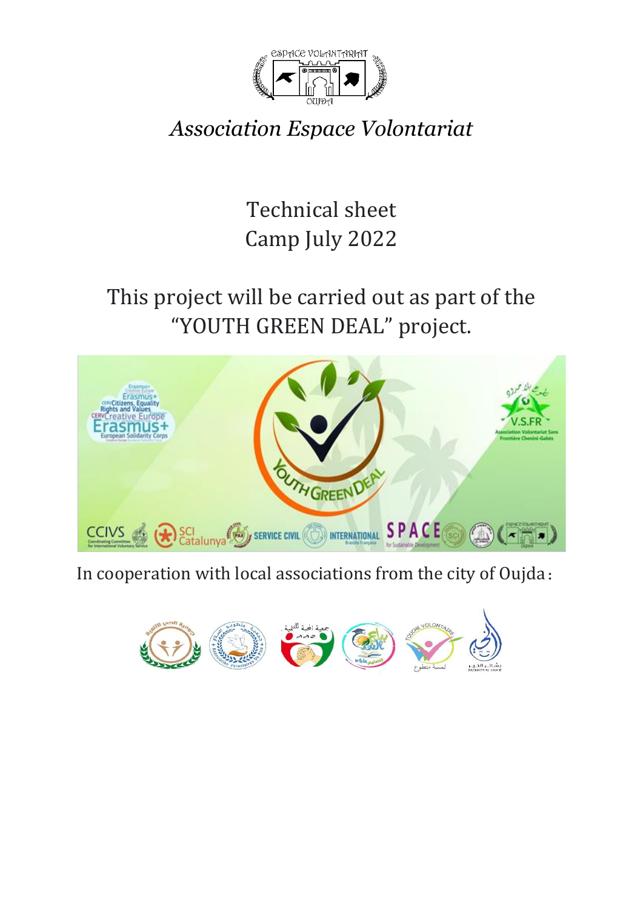*Association Espace Volontariat*

# Technical sheet
# Camp July 2022

## This project will be carried out as part of the "YOUTH GREEN DEAL" project.

In cooperation with local associations from the city of Oujda: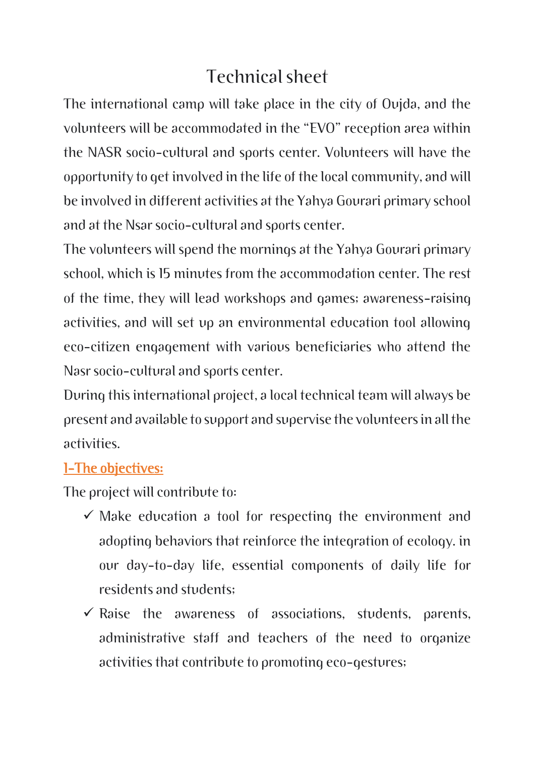# Technical sheet

The international camp will take place in the city of Oujda, and the volunteers will be accommodated in the "EVO" reception area within the NASR socio-cultural and sports center. Volunteers will have the opportunity to get involved in the life of the local community, and will be involved in different activities at the Yahya Gourari primary school and at the Nsar socio-cultural and sports center.

The volunteers will spend the mornings at the Yahya Gourari primary school, which is 15 minutes from the accommodation center. The rest of the time, they will lead workshops and games; awareness-raising activities, and will set up an environmental education tool allowing eco-citizen engagement with various beneficiaries who attend the Nasr socio-cultural and sports center.

During this international project, a local technical team will always be present and available to support and supervise the volunteers in all the activities.

## 1-The objectives:

The project will contribute to:

- ✓ Make education a tool for respecting the environment and adopting behaviors that reinforce the integration of ecology. in our day-to-day life, essential components of daily life for residents and students;
- ✓ Raise the awareness of associations, students, parents, administrative staff and teachers of the need to organize activities that contribute to promoting eco-gestures;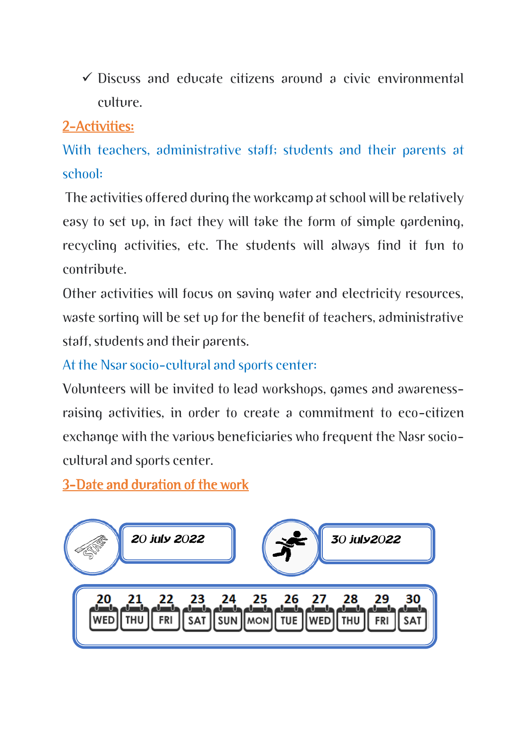- ✓ Discuss and educate citizens around a civic environmental culture.

## 2-Activities:

### With teachers, administrative staff; students and their parents at school:

The activities offered during the workcamp at school will be relatively easy to set up, in fact they will take the form of simple gardening, recycling activities, etc. The students will always find it fun to contribute.

Other activities will focus on saving water and electricity resources, waste sorting will be set up for the benefit of teachers, administrative staff, students and their parents.

### At the Nsar socio-cultural and sports center:

Volunteers will be invited to lead workshops, games and awareness-raising activities, in order to create a commitment to eco-citizen exchange with the various beneficiaries who frequent the Nasr socio-cultural and sports center.

## 3-Date and duration of the work

START: 20 july 2022

30 july2022

| 20 | 21 | 22 | 23 | 24 | 25 | 26 | 27 | 28 | 29 | 30 |
|---|---|---|---|---|---|---|---|---|---|---|
| WED | THU | FRI | SAT | SUN | MON | TUE | WED | THU | FRI | SAT |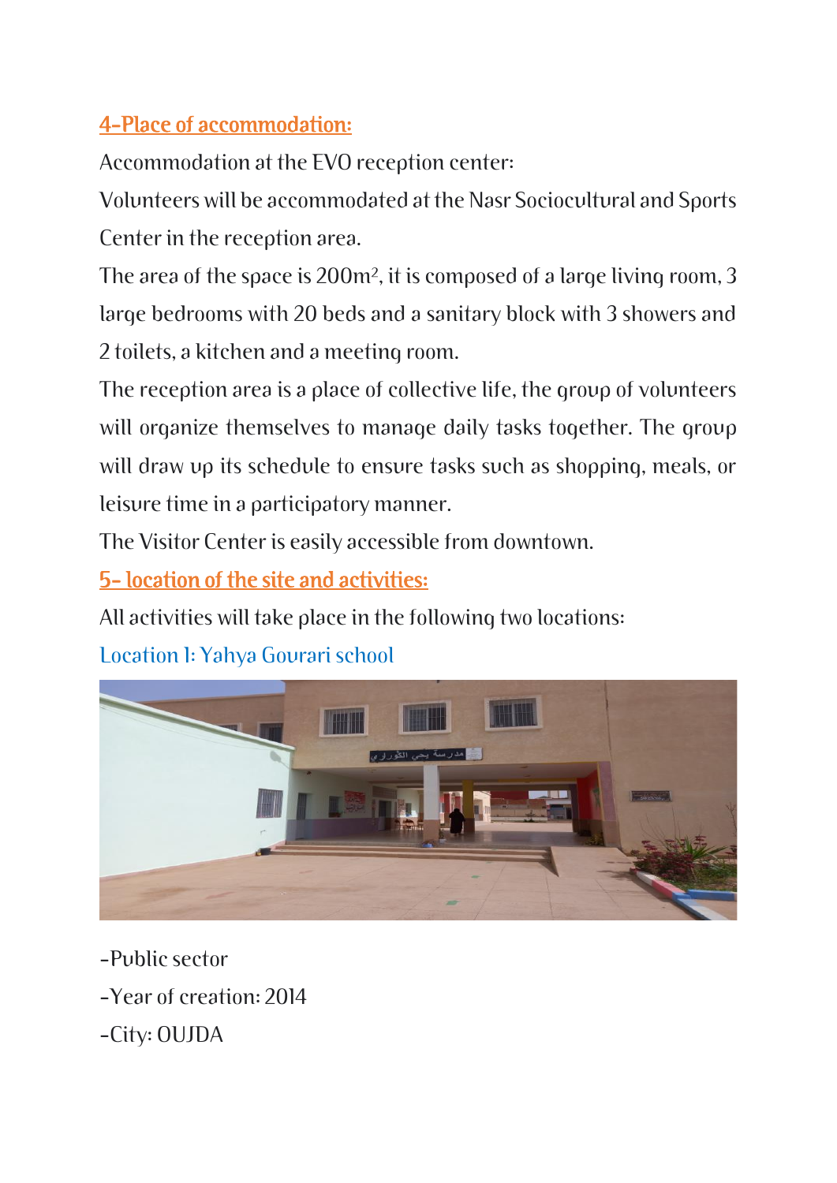## 4-Place of accommodation:

Accommodation at the EVO reception center:

Volunteers will be accommodated at the Nasr Sociocultural and Sports Center in the reception area.

The area of the space is 200m², it is composed of a large living room, 3 large bedrooms with 20 beds and a sanitary block with 3 showers and 2 toilets, a kitchen and a meeting room.

The reception area is a place of collective life, the group of volunteers will organize themselves to manage daily tasks together. The group will draw up its schedule to ensure tasks such as shopping, meals, or leisure time in a participatory manner.

The Visitor Center is easily accessible from downtown.

## 5- location of the site and activities:

All activities will take place in the following two locations:

### Location 1: Yahya Gourari school

-Public sector

-Year of creation: 2014

-City: OUJDA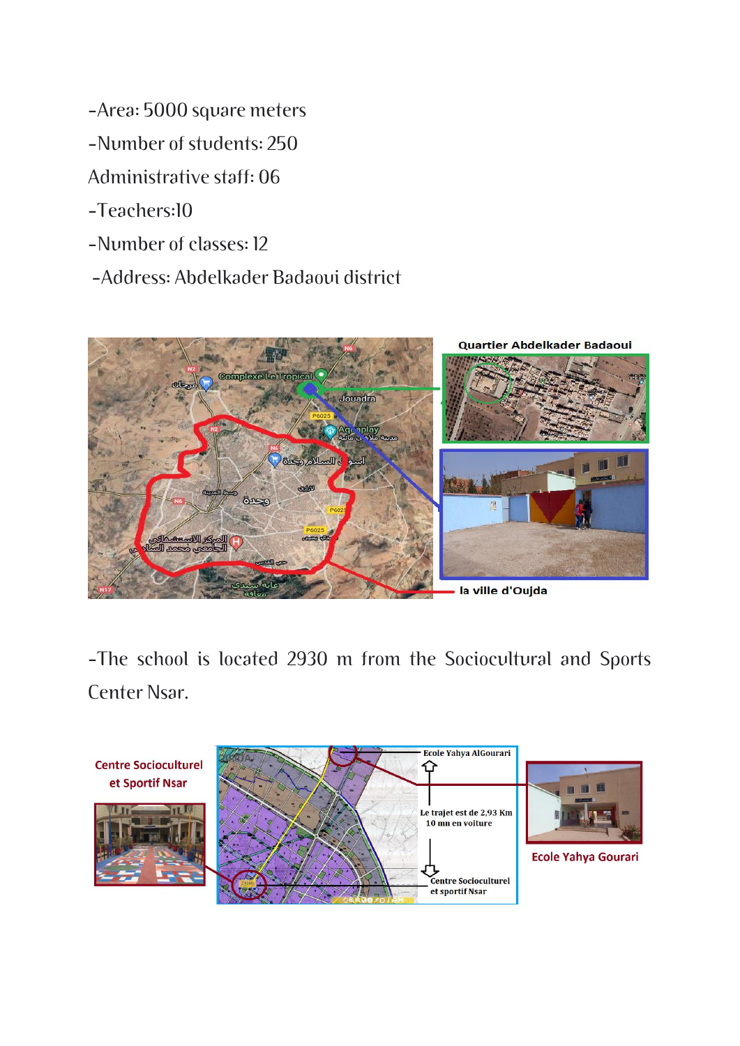-Area: 5000 square meters

-Number of students: 250

Administrative staff: 06

-Teachers:10

-Number of classes: 12

-Address: Abdelkader Badaoui district

-The school is located 2930 m from the Sociocultural and Sports Center Nsar.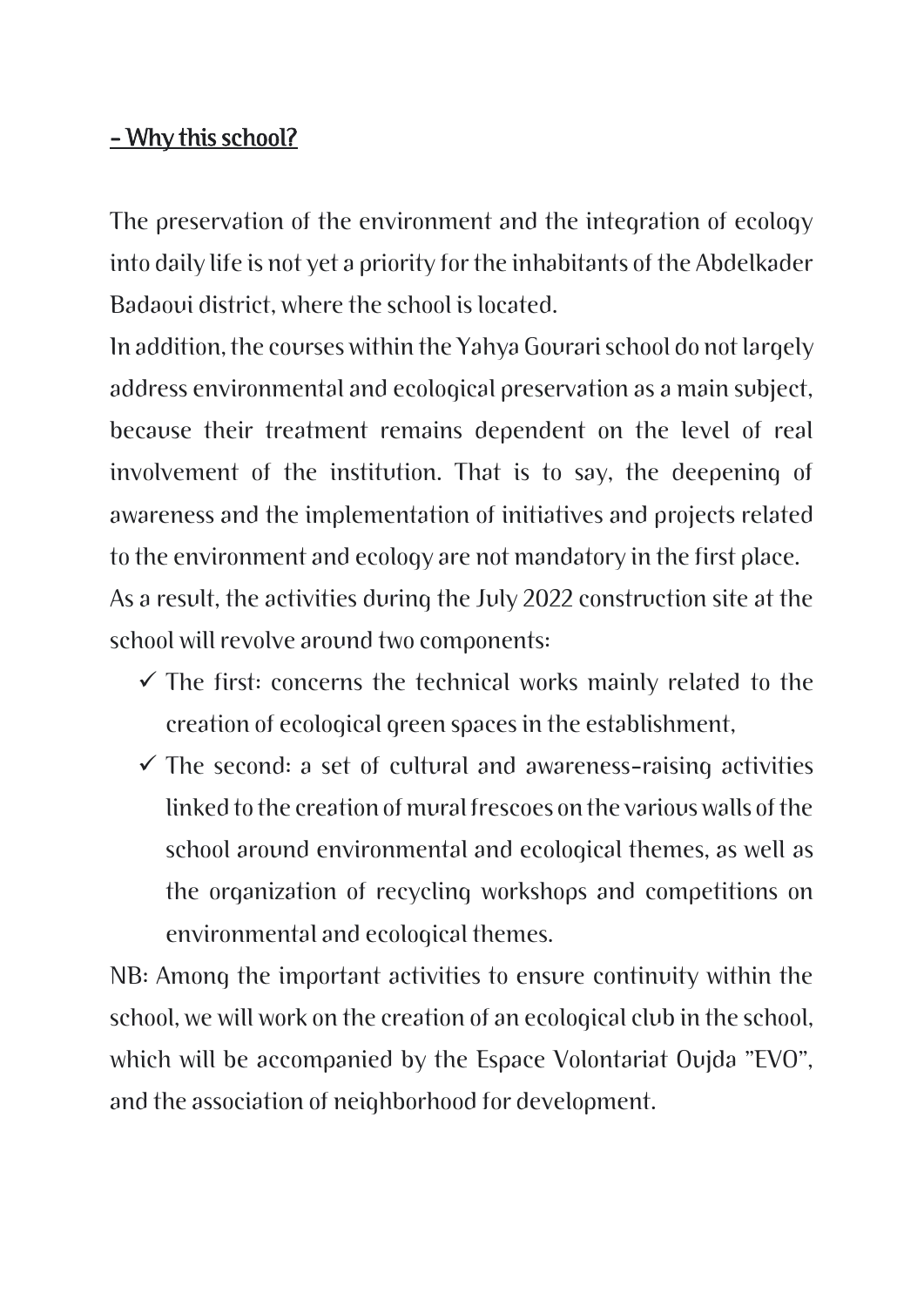## - Why this school?

The preservation of the environment and the integration of ecology into daily life is not yet a priority for the inhabitants of the Abdelkader Badaoui district, where the school is located.

In addition, the courses within the Yahya Gourari school do not largely address environmental and ecological preservation as a main subject, because their treatment remains dependent on the level of real involvement of the institution. That is to say, the deepening of awareness and the implementation of initiatives and projects related to the environment and ecology are not mandatory in the first place.

As a result, the activities during the July 2022 construction site at the school will revolve around two components:

- ✓ The first: concerns the technical works mainly related to the creation of ecological green spaces in the establishment,
- ✓ The second: a set of cultural and awareness-raising activities linked to the creation of mural frescoes on the various walls of the school around environmental and ecological themes, as well as the organization of recycling workshops and competitions on environmental and ecological themes.

NB: Among the important activities to ensure continuity within the school, we will work on the creation of an ecological club in the school, which will be accompanied by the Espace Volontariat Oujda "EVO", and the association of neighborhood for development.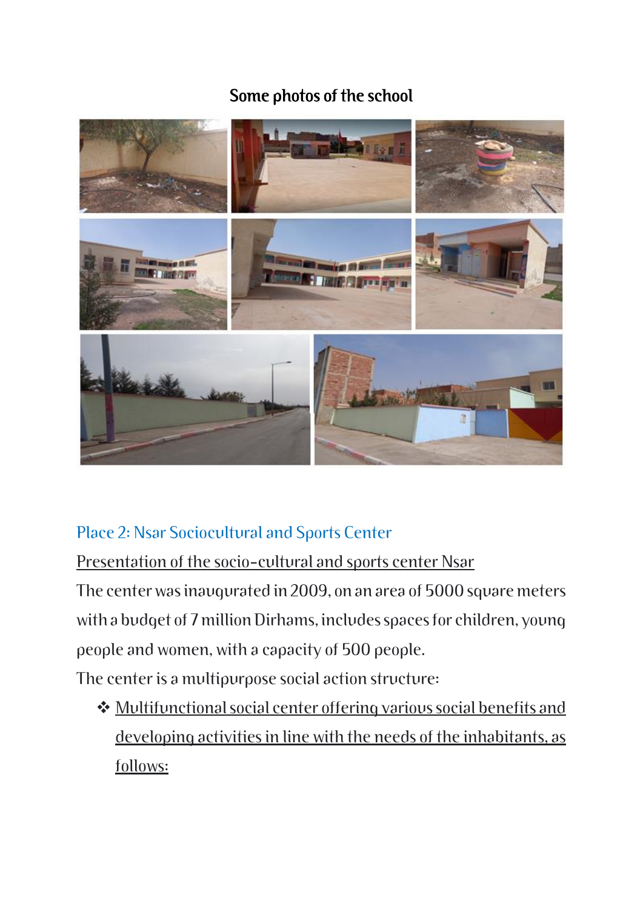## Some photos of the school

### Place 2: Nsar Sociocultural and Sports Center

<u>Presentation of the socio-cultural and sports center Nsar</u>

The center was inaugurated in 2009, on an area of 5000 square meters with a budget of 7 million Dirhams, includes spaces for children, young people and women, with a capacity of 500 people.

The center is a multipurpose social action structure:

- <u>Multifunctional social center offering various social benefits and developing activities in line with the needs of the inhabitants, as follows:</u>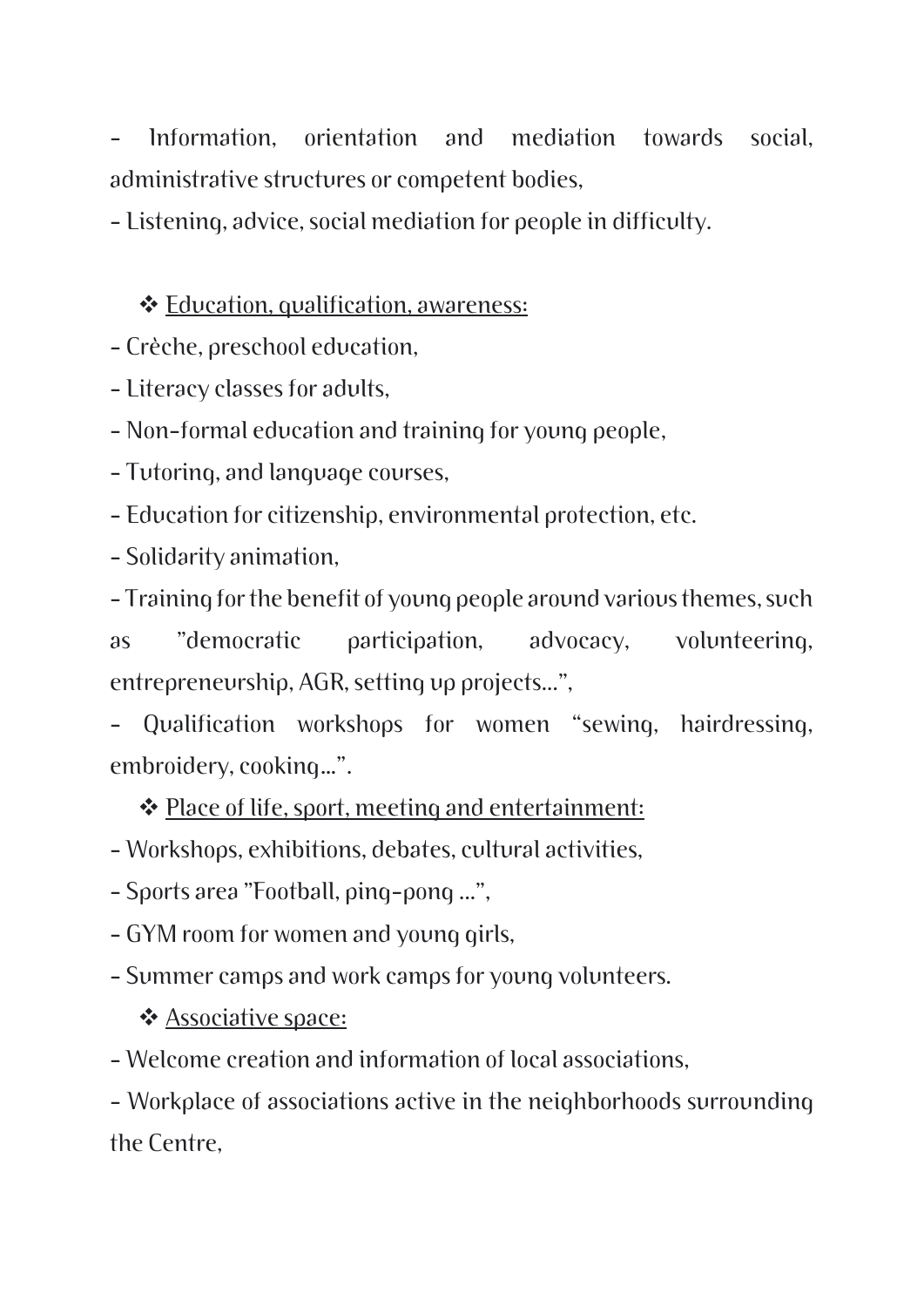- Information, orientation and mediation towards social, administrative structures or competent bodies,
- Listening, advice, social mediation for people in difficulty.

❖ <u>Education, qualification, awareness:</u>

- Crèche, preschool education,
- Literacy classes for adults,
- Non-formal education and training for young people,
- Tutoring, and language courses,
- Education for citizenship, environmental protection, etc.
- Solidarity animation,
- Training for the benefit of young people around various themes, such as "democratic participation, advocacy, volunteering, entrepreneurship, AGR, setting up projects…",
- Qualification workshops for women "sewing, hairdressing, embroidery, cooking…".

❖ <u>Place of life, sport, meeting and entertainment:</u>

- Workshops, exhibitions, debates, cultural activities,
- Sports area "Football, ping-pong …",
- GYM room for women and young girls,
- Summer camps and work camps for young volunteers.

❖ <u>Associative space:</u>

- Welcome creation and information of local associations,
- Workplace of associations active in the neighborhoods surrounding the Centre,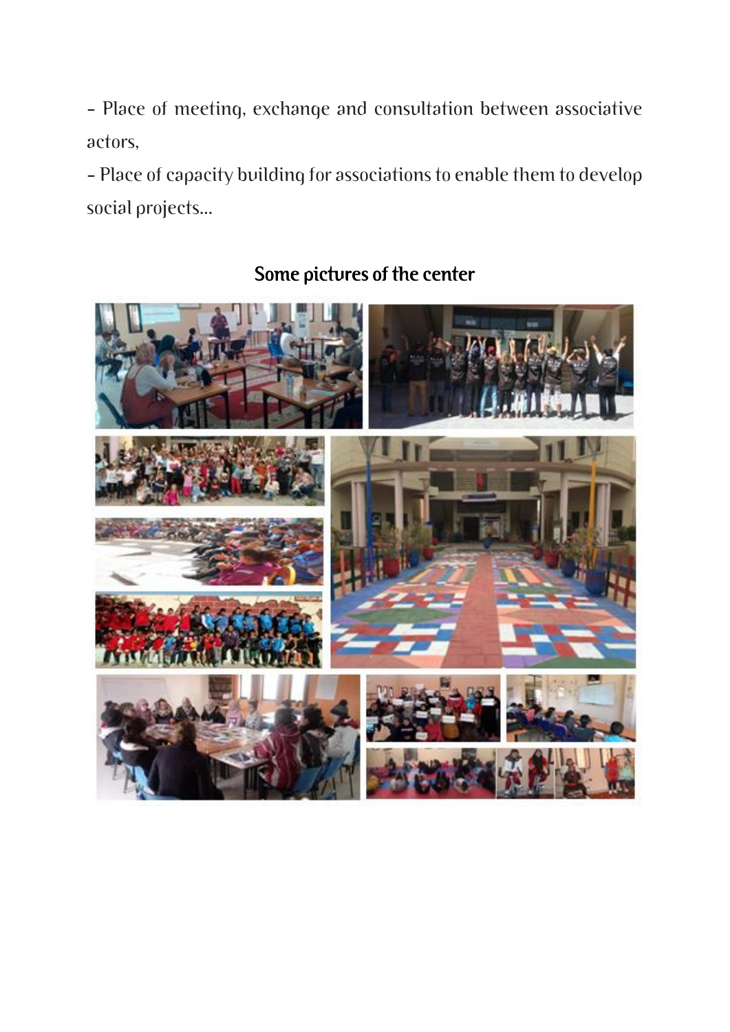- Place of meeting, exchange and consultation between associative actors,
- Place of capacity building for associations to enable them to develop social projects...

## Some pictures of the center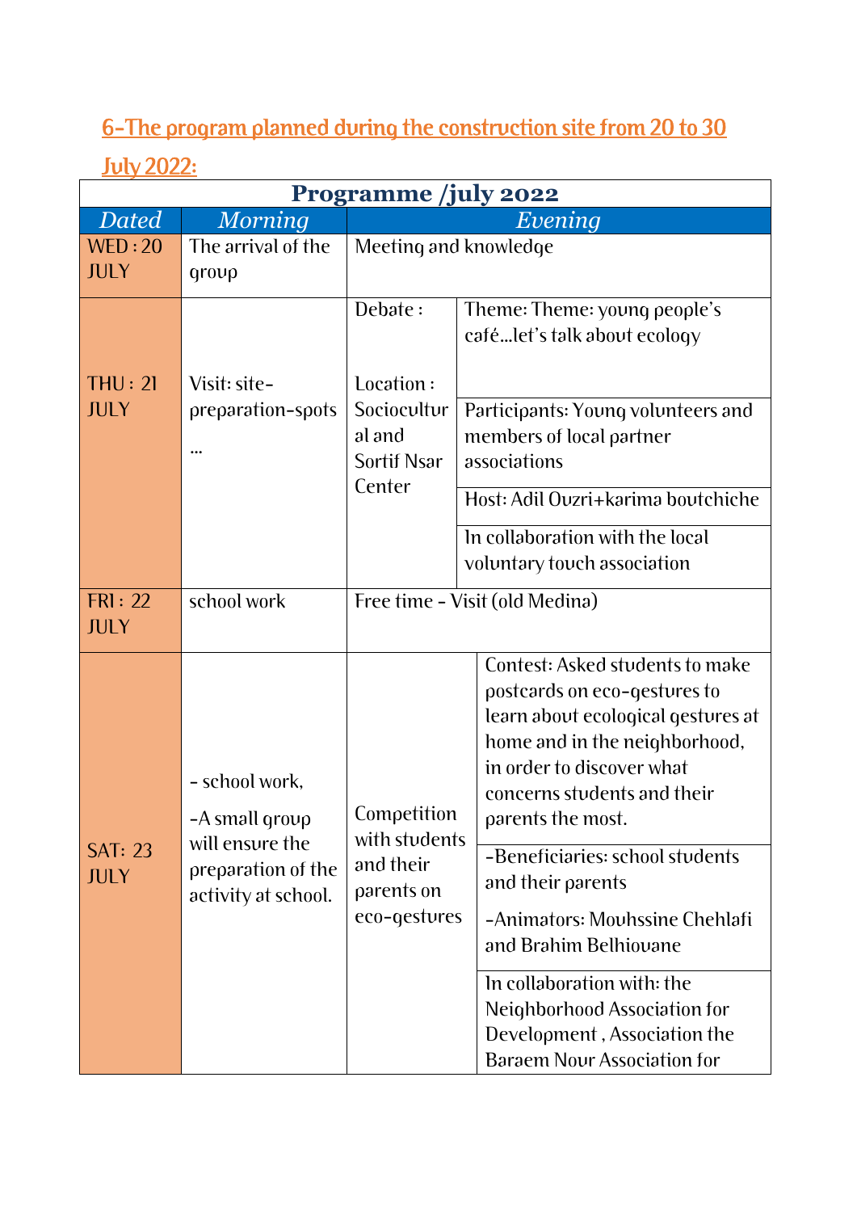## 6-The program planned during the construction site from 20 to 30 July 2022:

| Programme /july 2022 | | | |
|---|---|---|---|
| Dated | Morning | Evening | |
| WED : 20 JULY | The arrival of the group | Meeting and knowledge | |
| THU : 21 JULY | Visit: site-preparation-spots ... | Debate : Location : Sociocultural and Sortif Nsar Center | Theme: Theme: young people's café...let's talk about ecology |
| | | | Participants: Young volunteers and members of local partner associations |
| | | | Host: Adil Ouzri+karima boutchiche |
| | | | In collaboration with the local voluntary touch association |
| FRI : 22 JULY | school work | Free time - Visit (old Medina) | |
| SAT: 23 JULY | - school work, -A small group will ensure the preparation of the activity at school. | Competition with students and their parents on eco-gestures | Contest: Asked students to make postcards on eco-gestures to learn about ecological gestures at home and in the neighborhood, in order to discover what concerns students and their parents the most. |
| | | | -Beneficiaries: school students and their parents -Animators: Mouhssine Chehlafi and Brahim Belhiouane |
| | | | In collaboration with: the Neighborhood Association for Development , Association the Baraem Nour Association for |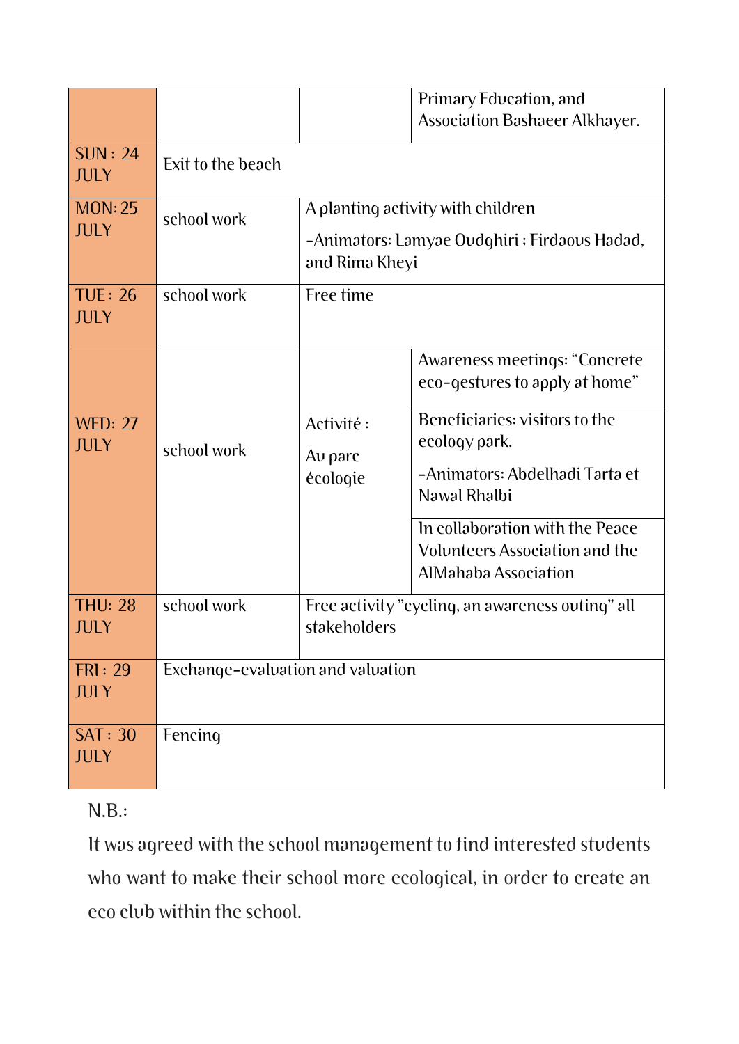| | | | |
|---|---|---|---|
| | | | Primary Education, and Association Bashaeer Alkhayer. |
| SUN : 24 JULY | Exit to the beach | | |
| MON: 25 JULY | school work | A planting activity with children<br>-Animators: Lamyae Oudghiri ; Firdaous Hadad, and Rima Kheyi | |
| TUE : 26 JULY | school work | Free time | |
| WED: 27 JULY | school work | Activité :<br>Au parc écologie | Awareness meetings: "Concrete eco-gestures to apply at home" |
| | | | Beneficiaries: visitors to the ecology park.<br>-Animators: Abdelhadi Tarta et Nawal Rhalbi |
| | | | In collaboration with the Peace Volunteers Association and the AlMahaba Association |
| THU: 28 JULY | school work | Free activity "cycling, an awareness outing" all stakeholders | |
| FRI : 29 JULY | Exchange-evaluation and valuation | | |
| SAT : 30 JULY | Fencing | | |

N.B.:

It was agreed with the school management to find interested students who want to make their school more ecological, in order to create an eco club within the school.